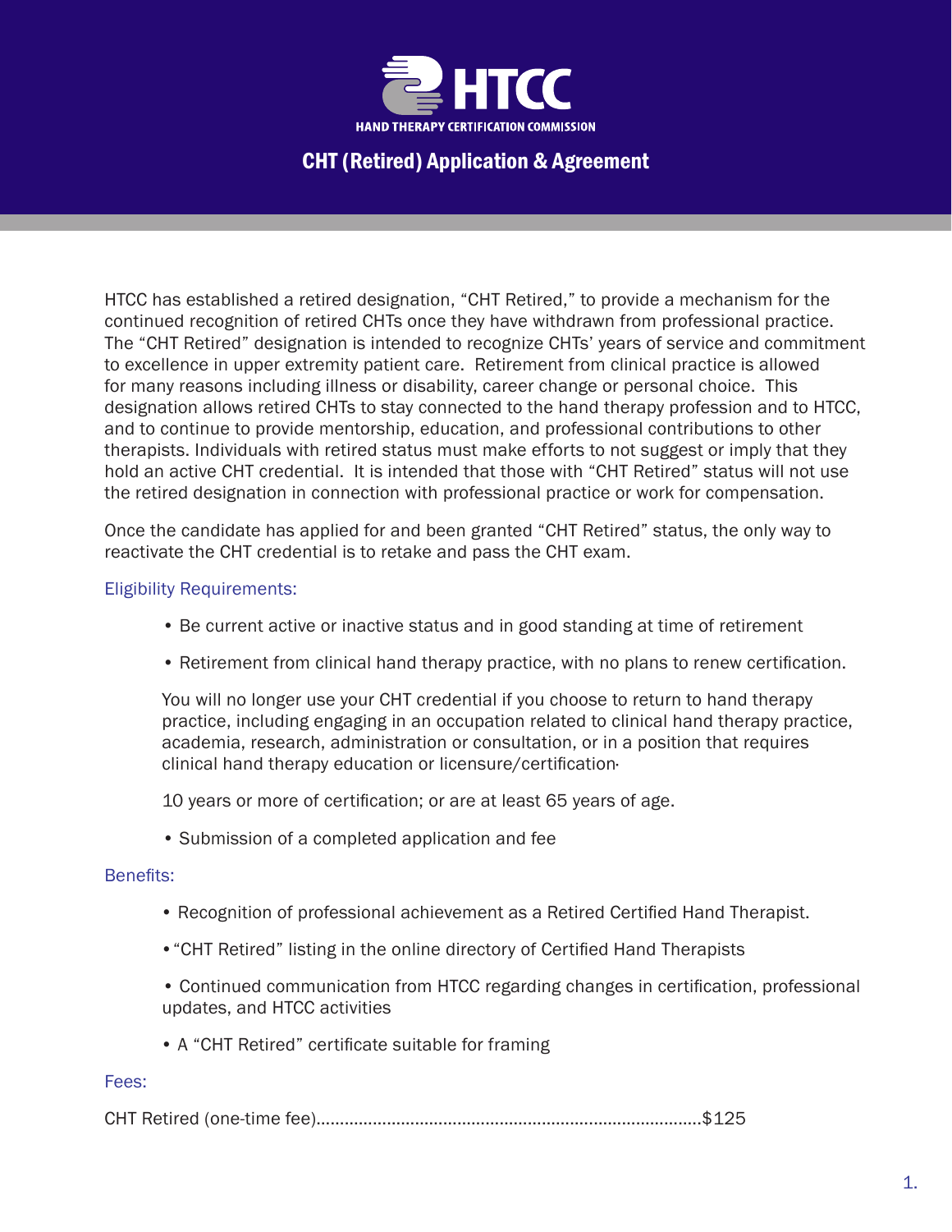# HTCC

HAND THERAPY CERTIFICATION COMMISSION

## CHT (Retired) Application & Agreement

HTCC has established a retired designation, “CHT Retired,” to provide a mechanism for the continued recognition of retired CHTs once they have withdrawn from professional practice. The “CHT Retired” designation is intended to recognize CHTs’ years of service and commitment to excellence in upper extremity patient care. Retirement from clinical practice is allowed for many reasons including illness or disability, career change or personal choice. This designation allows retired CHTs to stay connected to the hand therapy profession and to HTCC, and to continue to provide mentorship, education, and professional contributions to other therapists. Individuals with retired status must make efforts to not suggest or imply that they hold an active CHT credential. It is intended that those with “CHT Retired” status will not use the retired designation in connection with professional practice or work for compensation.

Once the candidate has applied for and been granted “CHT Retired” status, the only way to reactivate the CHT credential is to retake and pass the CHT exam.

### Eligibility Requirements:

- Be current active or inactive status and in good standing at time of retirement
- Retirement from clinical hand therapy practice, with no plans to renew certification.

  You will no longer use your CHT credential if you choose to return to hand therapy practice, including engaging in an occupation related to clinical hand therapy practice, academia, research, administration or consultation, or in a position that requires clinical hand therapy education or licensure/certification.

  10 years or more of certification; or are at least 65 years of age.
- Submission of a completed application and fee

### Benefits:

- Recognition of professional achievement as a Retired Certified Hand Therapist.
- “CHT Retired” listing in the online directory of Certified Hand Therapists
- Continued communication from HTCC regarding changes in certification, professional updates, and HTCC activities
- A “CHT Retired” certificate suitable for framing

### Fees:

CHT Retired (one-time fee)..........................................................................$125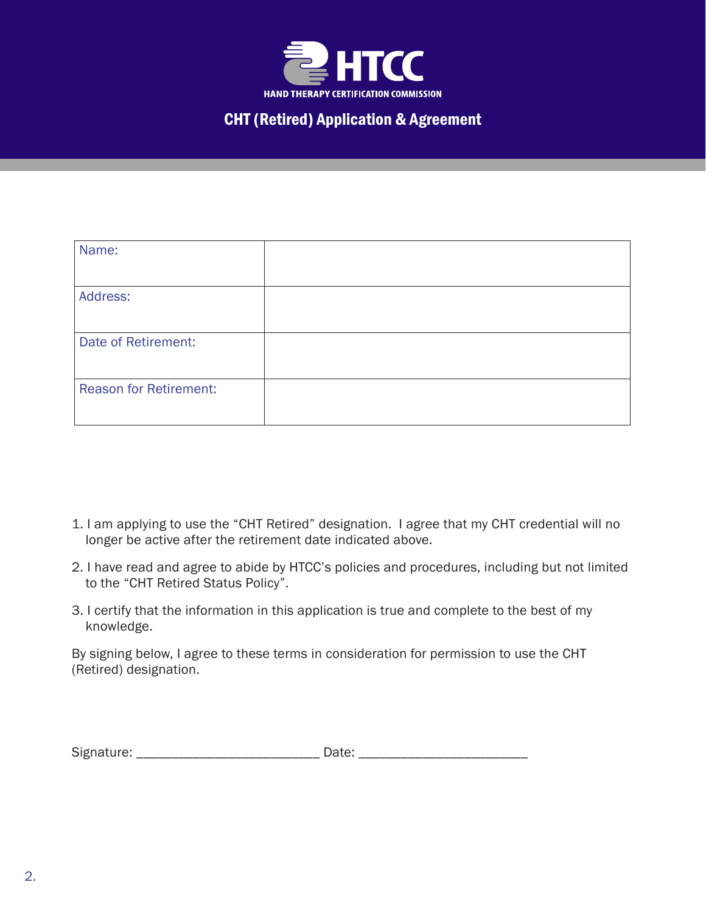HTCC

HAND THERAPY CERTIFICATION COMMISSION

# CHT (Retired) Application & Agreement

| | |
|---|---|
| Name: | |
| Address: | |
| Date of Retirement: | |
| Reason for Retirement: | |

1. I am applying to use the "CHT Retired" designation. I agree that my CHT credential will no longer be active after the retirement date indicated above.
2. I have read and agree to abide by HTCC's policies and procedures, including but not limited to the "CHT Retired Status Policy".
3. I certify that the information in this application is true and complete to the best of my knowledge.

By signing below, I agree to these terms in consideration for permission to use the CHT (Retired) designation.

Signature: __________________________ Date: ________________________